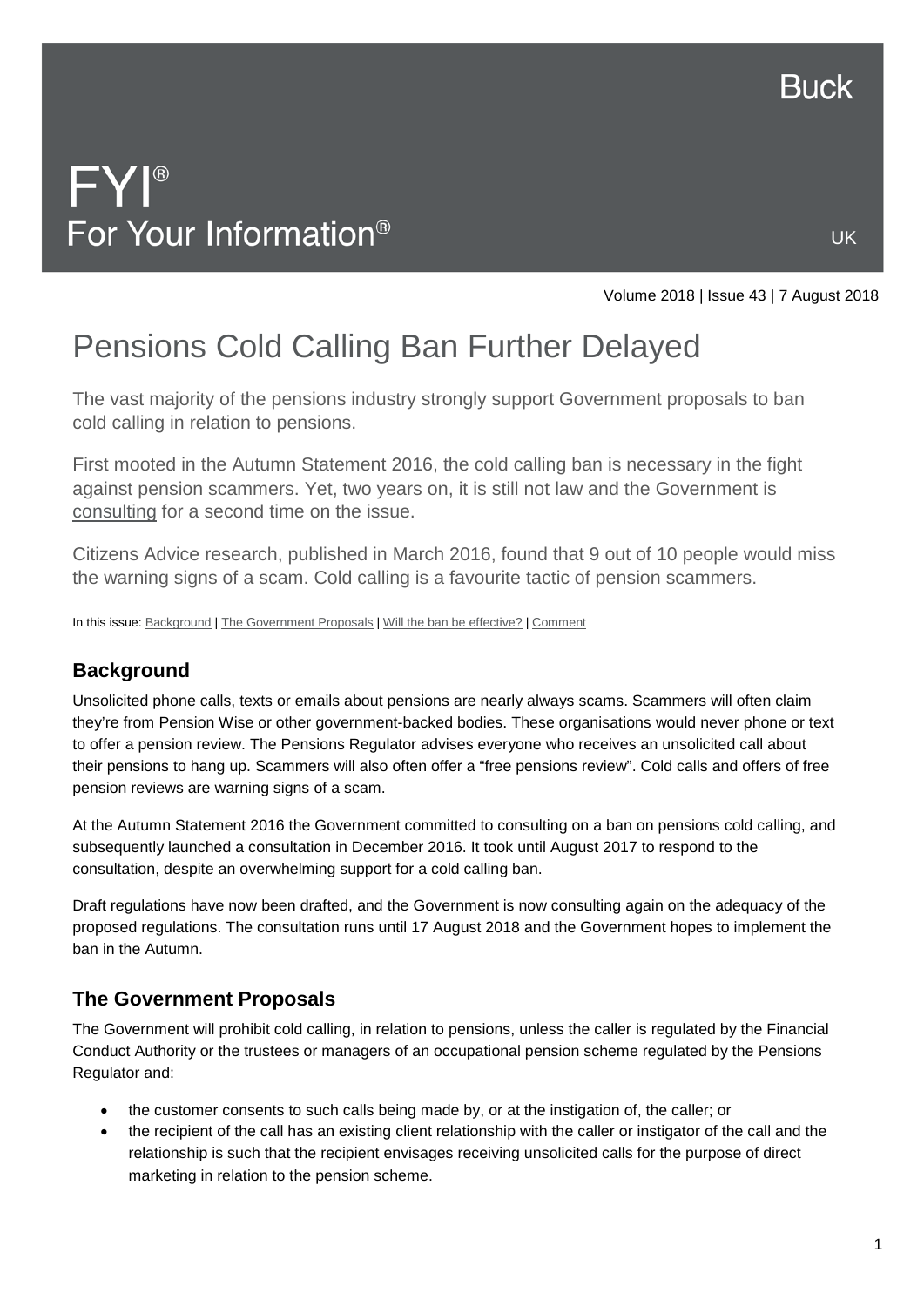Buck

# FYI®
For Your Information®

UK

Volume 2018 | Issue 43 | 7 August 2018

# Pensions Cold Calling Ban Further Delayed

The vast majority of the pensions industry strongly support Government proposals to ban cold calling in relation to pensions.

First mooted in the Autumn Statement 2016, the cold calling ban is necessary in the fight against pension scammers. Yet, two years on, it is still not law and the Government is consulting for a second time on the issue.

Citizens Advice research, published in March 2016, found that 9 out of 10 people would miss the warning signs of a scam. Cold calling is a favourite tactic of pension scammers.

In this issue: Background | The Government Proposals | Will the ban be effective? | Comment

## Background

Unsolicited phone calls, texts or emails about pensions are nearly always scams. Scammers will often claim they're from Pension Wise or other government-backed bodies. These organisations would never phone or text to offer a pension review. The Pensions Regulator advises everyone who receives an unsolicited call about their pensions to hang up. Scammers will also often offer a "free pensions review". Cold calls and offers of free pension reviews are warning signs of a scam.

At the Autumn Statement 2016 the Government committed to consulting on a ban on pensions cold calling, and subsequently launched a consultation in December 2016. It took until August 2017 to respond to the consultation, despite an overwhelming support for a cold calling ban.

Draft regulations have now been drafted, and the Government is now consulting again on the adequacy of the proposed regulations. The consultation runs until 17 August 2018 and the Government hopes to implement the ban in the Autumn.

## The Government Proposals

The Government will prohibit cold calling, in relation to pensions, unless the caller is regulated by the Financial Conduct Authority or the trustees or managers of an occupational pension scheme regulated by the Pensions Regulator and:

- the customer consents to such calls being made by, or at the instigation of, the caller; or
- the recipient of the call has an existing client relationship with the caller or instigator of the call and the relationship is such that the recipient envisages receiving unsolicited calls for the purpose of direct marketing in relation to the pension scheme.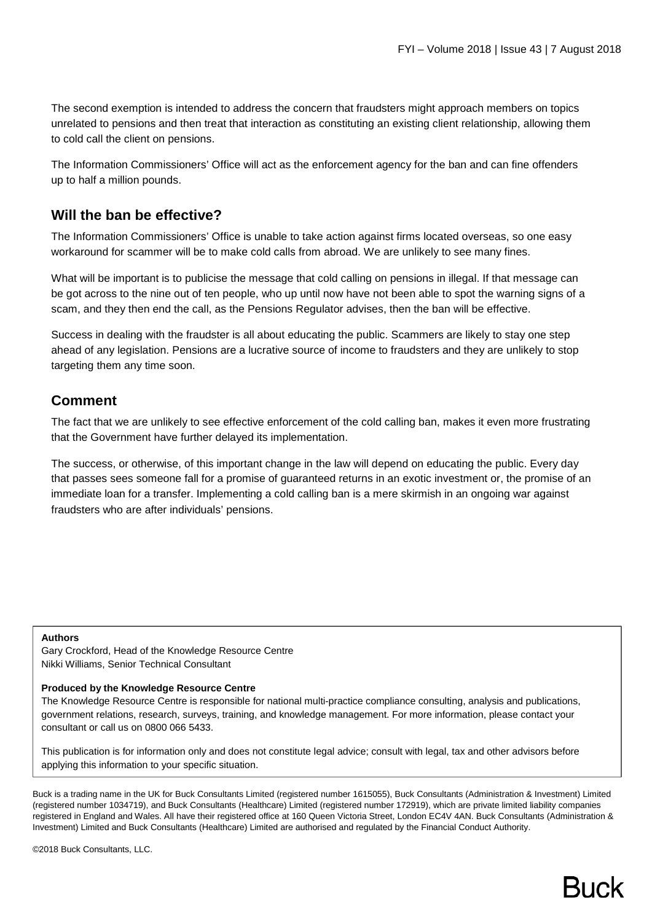The second exemption is intended to address the concern that fraudsters might approach members on topics unrelated to pensions and then treat that interaction as constituting an existing client relationship, allowing them to cold call the client on pensions.

The Information Commissioners' Office will act as the enforcement agency for the ban and can fine offenders up to half a million pounds.

## Will the ban be effective?

The Information Commissioners' Office is unable to take action against firms located overseas, so one easy workaround for scammer will be to make cold calls from abroad. We are unlikely to see many fines.

What will be important is to publicise the message that cold calling on pensions in illegal. If that message can be got across to the nine out of ten people, who up until now have not been able to spot the warning signs of a scam, and they then end the call, as the Pensions Regulator advises, then the ban will be effective.

Success in dealing with the fraudster is all about educating the public. Scammers are likely to stay one step ahead of any legislation. Pensions are a lucrative source of income to fraudsters and they are unlikely to stop targeting them any time soon.

## Comment

The fact that we are unlikely to see effective enforcement of the cold calling ban, makes it even more frustrating that the Government have further delayed its implementation.

The success, or otherwise, of this important change in the law will depend on educating the public. Every day that passes sees someone fall for a promise of guaranteed returns in an exotic investment or, the promise of an immediate loan for a transfer. Implementing a cold calling ban is a mere skirmish in an ongoing war against fraudsters who are after individuals' pensions.

**Authors**
Gary Crockford, Head of the Knowledge Resource Centre
Nikki Williams, Senior Technical Consultant

**Produced by the Knowledge Resource Centre**
The Knowledge Resource Centre is responsible for national multi-practice compliance consulting, analysis and publications, government relations, research, surveys, training, and knowledge management. For more information, please contact your consultant or call us on 0800 066 5433.

This publication is for information only and does not constitute legal advice; consult with legal, tax and other advisors before applying this information to your specific situation.

Buck is a trading name in the UK for Buck Consultants Limited (registered number 1615055), Buck Consultants (Administration & Investment) Limited (registered number 1034719), and Buck Consultants (Healthcare) Limited (registered number 172919), which are private limited liability companies registered in England and Wales. All have their registered office at 160 Queen Victoria Street, London EC4V 4AN. Buck Consultants (Administration & Investment) Limited and Buck Consultants (Healthcare) Limited are authorised and regulated by the Financial Conduct Authority.

©2018 Buck Consultants, LLC.

Buck